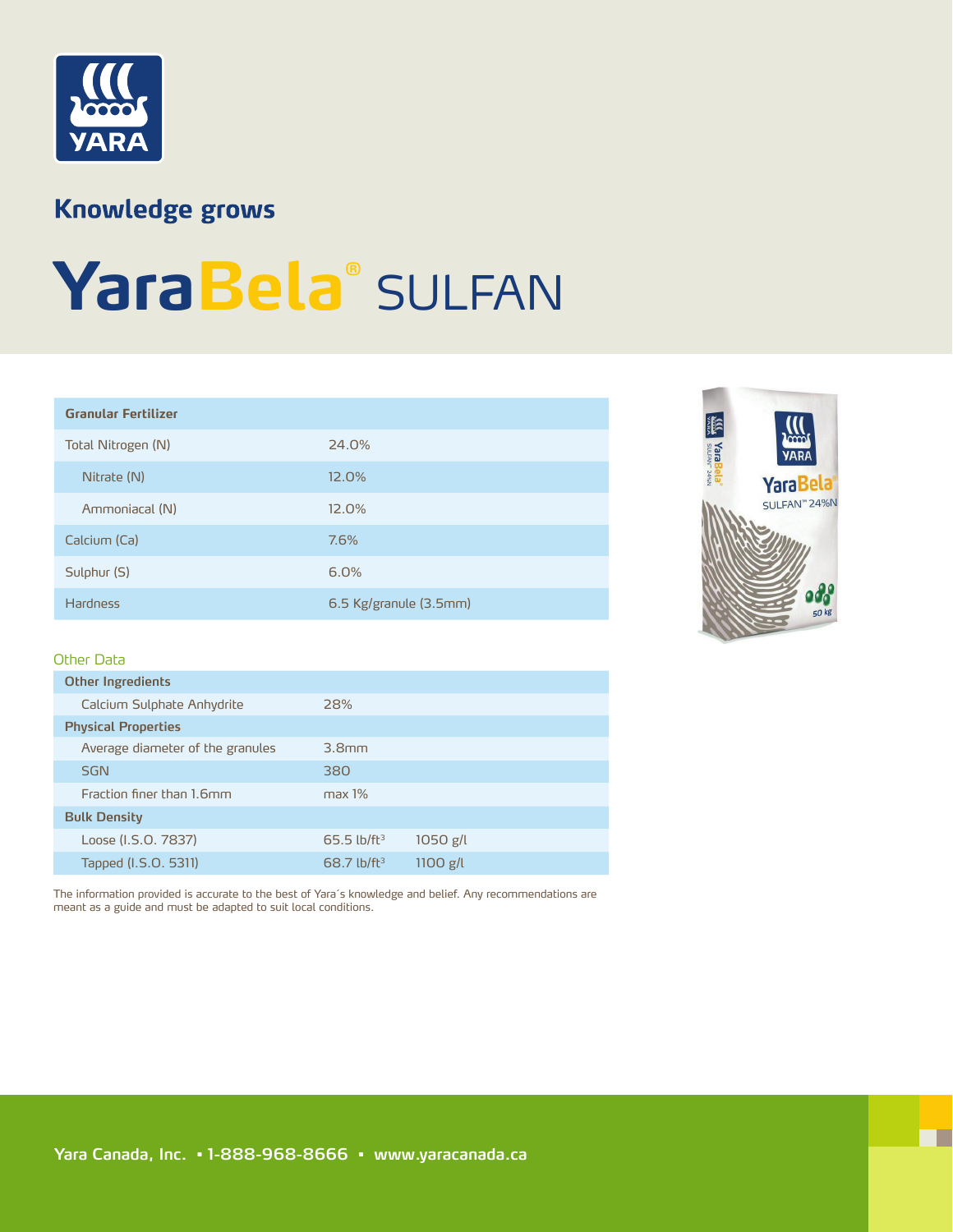YARA

**Knowledge grows**

# YaraBela® SULFAN

| Granular Fertilizer | |
|---|---|
| Total Nitrogen (N) | 24.0% |
| Nitrate (N) | 12.0% |
| Ammoniacal (N) | 12.0% |
| Calcium (Ca) | 7.6% |
| Sulphur (S) | 6.0% |
| Hardness | 6.5 Kg/granule (3.5mm) |

Other Data

| Other Ingredients | | |
|---|---|---|
| Calcium Sulphate Anhydrite | 28% | |
| **Physical Properties** | | |
| Average diameter of the granules | 3.8mm | |
| SGN | 380 | |
| Fraction finer than 1.6mm | max 1% | |
| **Bulk Density** | | |
| Loose (I.S.O. 7837) | 65.5 lb/ft³ | 1050 g/l |
| Tapped (I.S.O. 5311) | 68.7 lb/ft³ | 1100 g/l |

The information provided is accurate to the best of Yara´s knowledge and belief. Any recommendations are meant as a guide and must be adapted to suit local conditions.

Yara Canada, Inc. ▪ 1-888-968-8666 ▪ www.yaracanada.ca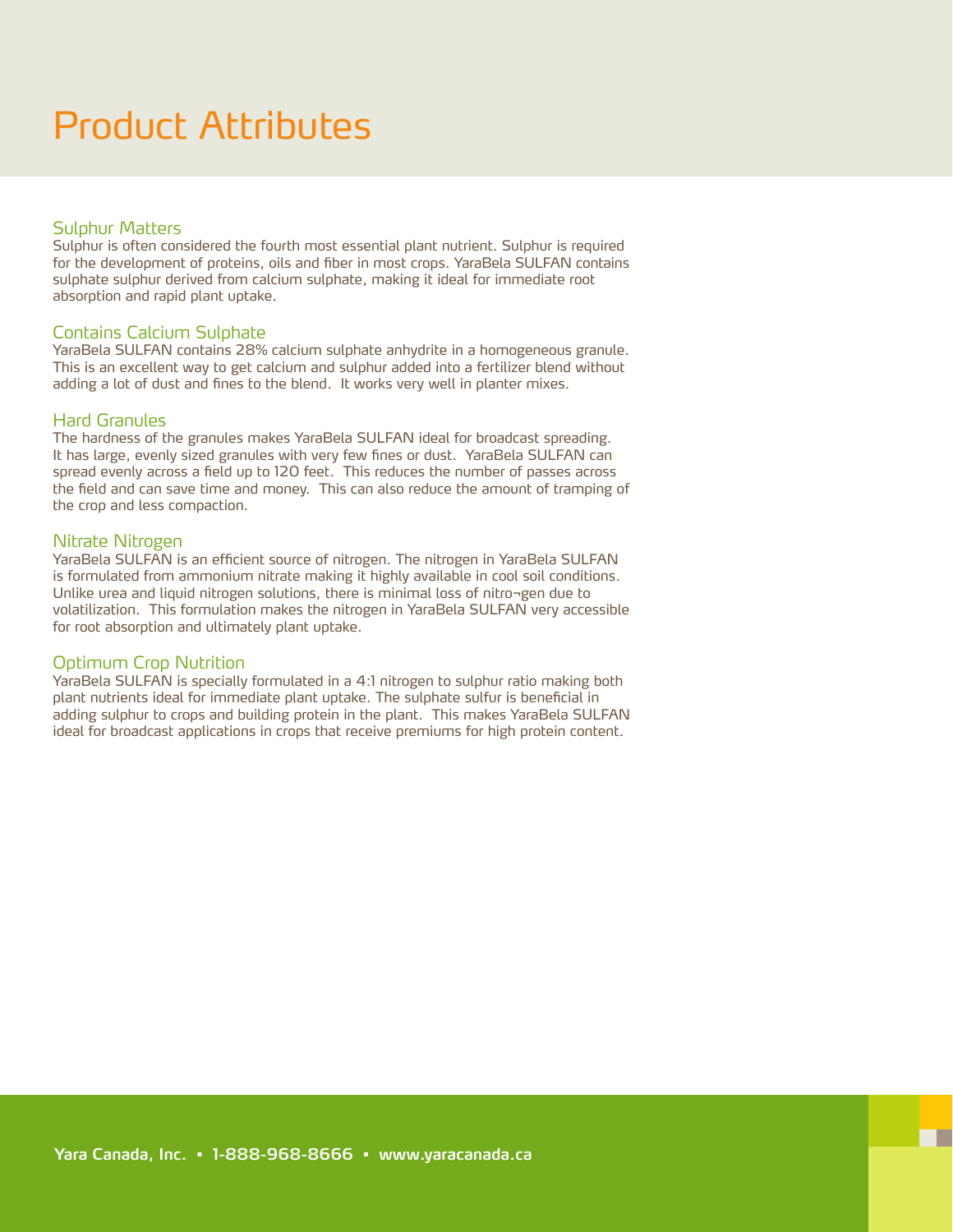# Product Attributes

## Sulphur Matters

Sulphur is often considered the fourth most essential plant nutrient. Sulphur is required for the development of proteins, oils and fiber in most crops. YaraBela SULFAN contains sulphate sulphur derived from calcium sulphate, making it ideal for immediate root absorption and rapid plant uptake.

## Contains Calcium Sulphate

YaraBela SULFAN contains 28% calcium sulphate anhydrite in a homogeneous granule. This is an excellent way to get calcium and sulphur added into a fertilizer blend without adding a lot of dust and fines to the blend. It works very well in planter mixes.

## Hard Granules

The hardness of the granules makes YaraBela SULFAN ideal for broadcast spreading. It has large, evenly sized granules with very few fines or dust. YaraBela SULFAN can spread evenly across a field up to 120 feet. This reduces the number of passes across the field and can save time and money. This can also reduce the amount of tramping of the crop and less compaction.

## Nitrate Nitrogen

YaraBela SULFAN is an efficient source of nitrogen. The nitrogen in YaraBela SULFAN is formulated from ammonium nitrate making it highly available in cool soil conditions. Unlike urea and liquid nitrogen solutions, there is minimal loss of nitro¬gen due to volatilization. This formulation makes the nitrogen in YaraBela SULFAN very accessible for root absorption and ultimately plant uptake.

## Optimum Crop Nutrition

YaraBela SULFAN is specially formulated in a 4:1 nitrogen to sulphur ratio making both plant nutrients ideal for immediate plant uptake. The sulphate sulfur is beneficial in adding sulphur to crops and building protein in the plant. This makes YaraBela SULFAN ideal for broadcast applications in crops that receive premiums for high protein content.

**Yara Canada, Inc. ▪ 1-888-968-8666 ▪ www.yaracanada.ca**